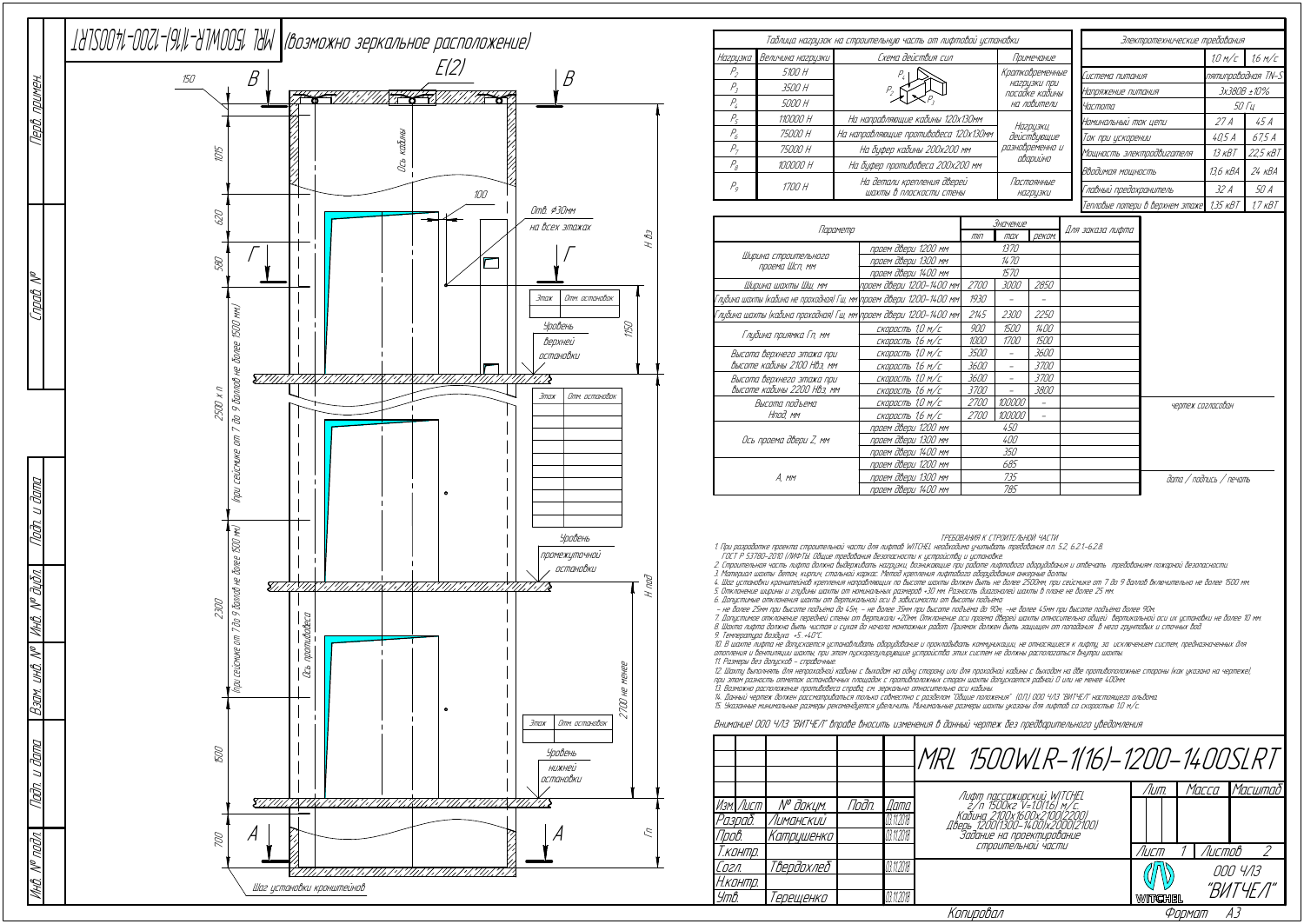# MRL 1500WLR-1(16)-1200-1400SLRT (возможно зеркальное расположение)

Отв. ⌀30мм на всех этажах

Ось кабины

Ось противовеса

Уровень верхней остановки

Уровень промежуточной остановки

Уровень нижней остановки

Шаг установки кронштейнов

При сейсмике от 7 до 9 баллов не более 1500 мм

| Этаж | Отм. остановок |
|---|---|
| | |

### Таблица нагрузок на строительную часть от лифтовой установки

| Нагрузка | Величина нагрузки | Схема действия сил | Примечание |
|---|---|---|---|
| $P_2$ | 5100 Н | | Кратковременные нагрузки при посадке кабины на ловители |
| $P_3$ | 3500 Н | | |
| $P_4$ | 5000 Н | | |
| $P_5$ | 110000 Н | На направляющие кабины 120х130мм | Нагрузки, действующие разновременно и аварийно |
| $P_6$ | 75000 Н | На направляющие противовеса 120х130мм | |
| $P_7$ | 75000 Н | На буфер кабины 200х200 мм | |
| $P_8$ | 100000 Н | На буфер противовеса 200х200 мм | |
| $P_9$ | 1700 Н | На детали крепления дверей шахты в плоскости стены | Постоянные нагрузки |

### Электротехнические требования

| | 1,0 м/с | 1,6 м/с |
|---|---|---|
| Система питания | пятипроводная TN-S | |
| Напряжение питания | 3х380В ±10% | |
| Частота | 50 Гц | |
| Номинальный ток цепи | 27 А | 45 А |
| Ток при ускорении | 40,5 А | 67,5 А |
| Мощность электродвигателя | 13 кВт | 22,5 кВт |
| Вводимая мощность | 13,6 кВА | 24 кВА |
| Главный предохранитель | 32 А | 50 А |
| Тепловые потери в верхнем этаже | 1,35 кВт | 1,7 кВт |

| Параметр | | Значение min | max | реком. | Для заказа лифта |
|---|---|---|---|---|---|
| Ширина строительного проема Шсп, мм | проем двери 1200 мм | 1370 | | | |
| | проем двери 1300 мм | 1470 | | | |
| | проем двери 1400 мм | 1570 | | | |
| Ширина шахты Шш, мм | проем двери 1200–1400 мм | 2700 | 3000 | 2850 | |
| Глубина шахты (кабина не проходная) Гш, мм | проем двери 1200–1400 мм | 1930 | – | – | |
| Глубина шахты (кабина проходная) Гш, мм | проем двери 1200–1400 мм | 2145 | 2300 | 2250 | |
| Глубина приямка Гп, мм | скорость 1,0 м/с | 900 | 1500 | 1400 | |
| | скорость 1,6 м/с | 1000 | 1700 | 1500 | |
| Высота верхнего этажа при высоте кабины 2100 Нвэ, мм | скорость 1,0 м/с | 3500 | – | 3600 | |
| | скорость 1,6 м/с | 3600 | – | 3700 | |
| Высота верхнего этажа при высоте кабины 2200 Нвэ, мм | скорость 1,0 м/с | 3600 | – | 3700 | |
| | скорость 1,6 м/с | 3700 | – | 3800 | |
| Высота подъема Нпод, мм | скорость 1,0 м/с | 2700 | 100000 | – | |
| | скорость 1,6 м/с | 2700 | 100000 | – | |
| Ось проема двери Z, мм | проем двери 1200 мм | 450 | | | |
| | проем двери 1300 мм | 400 | | | |
| | проем двери 1400 мм | 350 | | | |
| А, мм | проем двери 1200 мм | 685 | | | |
| | проем двери 1300 мм | 735 | | | |
| | проем двери 1400 мм | 785 | | | |

чертеж согласован

дата / подпись / печать

### ТРЕБОВАНИЯ К СТРОИТЕЛЬНОЙ ЧАСТИ

1. При разработке проекта строительной части для лифтов WITCHEL необходимо учитывать требования п.п. 5.2, 6.2.1–6.2.8. ГОСТ Р 53780–2010 (ЛИФТЫ. Общие требования безопасности к устройству и установке.
2. Строительная часть лифта должна выдерживать нагрузки, возникающие при работе лифтового оборудования и отвечать требованиям пожарной безопасности.
3. Материал шахты: бетон, кирпич, стальной каркас. Метод крепления лифтового оборудования анкерные болты.
4. Шаг установки кронштейнов крепления направляющих по высоте шахты должен быть не более 2500мм, при сейсмике от 7 до 9 баллов включительно не более 1500 мм.
5. Отклонение ширины и глубины шахты от номинальных размеров +30 мм. Разность диагоналей шахты в плане не более 25 мм.
6. Допустимые отклонения шахты от вертикальной оси в зависимости от высоты подъема
– не более 25мм при высоте подъема до 45м, – не более 35мм при высоте подъема до 90м, –не более 45мм при высоте подъема более 90м.
7. Допустимое отклонение передней стены от вертикали +20мм. Отклонение оси проема двери шахты относительно общей вертикальной оси их установки не более 10 мм.
8. Шахта лифта должна быть чистой и сухой до начала монтажных работ. Приямок должен быть защищен от попадания в него грунтовых и сточных вод.
9. Температура воздуха: +5...+40°С.
10. В шахте лифта не допускается устанавливать оборудование и прокладывать коммуникации, не относящиеся к лифту, за исключением систем, предназначенных для отопления и вентиляции шахты, при этом пускорегулирующие устройства этих систем не должны располагаться внутри шахты.
11. Размеры без допусков – справочные.
12. Шахту выполнять для непроходной кабины с выходом на одну сторону или для проходной кабины с выходом на две противоположные стороны (как указано на чертеже), при этом разность отметок остановочных площадок с противоположных сторон шахты допускается равной 0 или не менее 400мм.
13. Возможно расположение противовеса справа, см. зеркально относительно оси кабины.
14. Данный чертеж должен рассматриваться только совместно с разделом "Общие положения" (ОП) ООО ЧЛЗ "ВИТЧЕЛ" настоящего альбома.
15. Указанные минимальные размеры рекомендуется увеличить. Минимальные размеры шахты указаны для лифтов со скоростью 1,0 м/с.

Внимание! ООО ЧЛЗ "ВИТЧЕЛ" вправе вносить изменения в данный чертеж без предварительного уведомления

**MRL 1500WLR-1(16)-1200-1400SLRT**

Лифт пассажирский WITCHEL г/п 1500кг V=1,0(1,6) м/с. Кабина 2100х1600х2100(2200) Дверь 1200(1300–1400)х2000(2100) Задание на проектирование строительной части

| Должность | Фамилия | Дата |
|---|---|---|
| Разраб. | Лиманский | 03.11.2018 |
| Пров. | Катрушенко | 03.11.2018 |
| Т.контр. | | |
| Согл. | Твердохлеб | 03.11.2018 |
| Н.контр. | | |
| Утв. | Терещенко | 03.11.2018 |

Лист 1 Листов 2

ООО ЧЛЗ "ВИТЧЕЛ"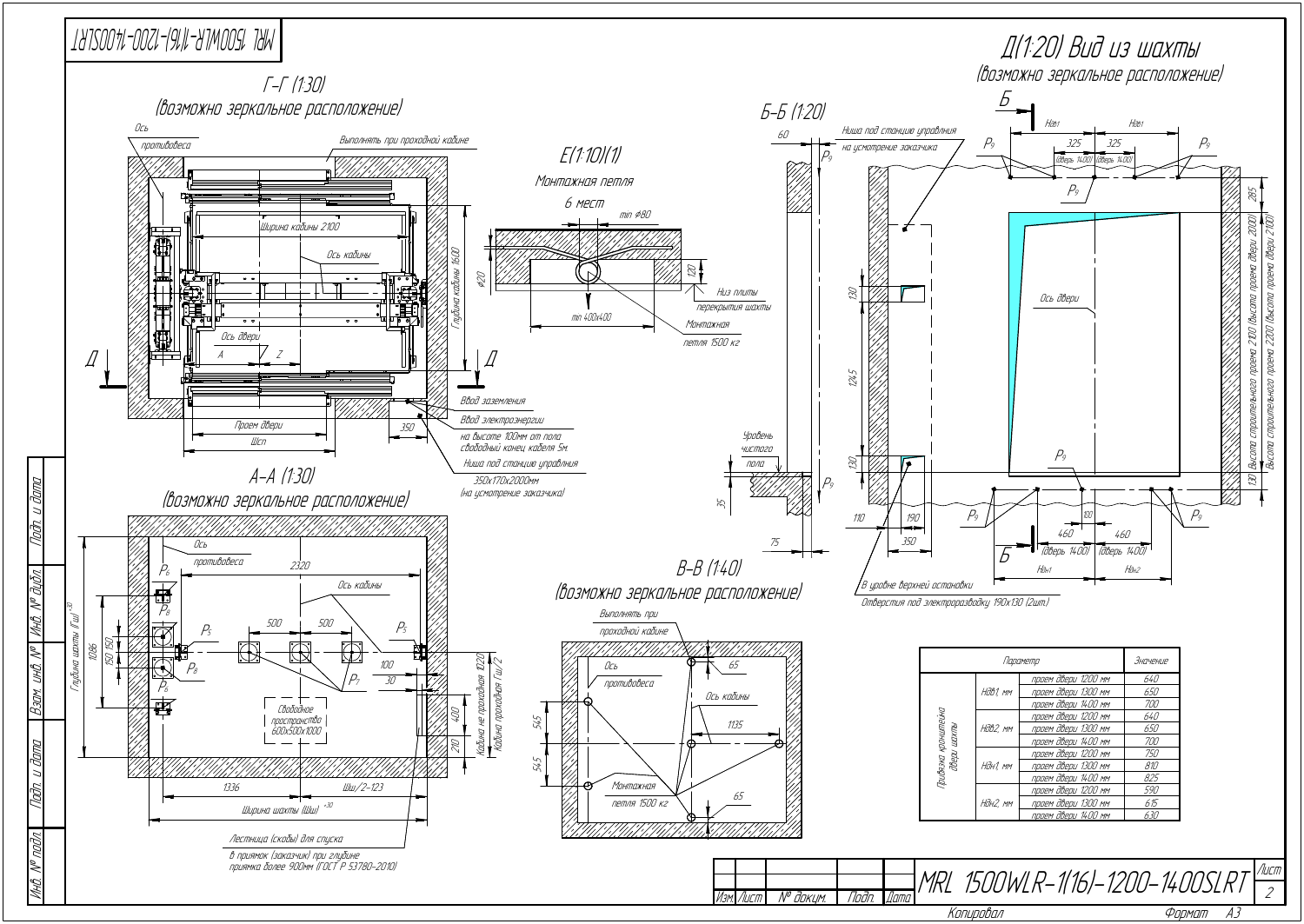MRL 1500WLR-1(16)-1200-1400SLRT

## Г-Г (1:30)
(возможно зеркальное расположение)

Ось противовеса

Выполнять при проходной кабине

Ширина кабины 2100

Ось кабины

Глубина кабины 1600

Ось двери

A

Z

Д

Д

Проем двери

Шсп

350

Ввод заземления

Ввод электроэнергии

на высоте 100мм от пола свободный конец кабеля 5м.

Ниша под станцию управления

350x170x2000мм (на усмотрение заказчика)

## Е(1:10)(1)
Монтажная петля

6 мест

min Ф80

Ф20

120

min 400x400

Низ плиты перекрытия шахты

Монтажная петля 1500 кг

## Б-Б (1:20)

60

$P_9$

Ниша под станцию управлния на усмотрение заказчика

130

1245

130

Уровень чистого пола

35

110

190

350

75

В уровне верхней остановки

Отверстия под электроразводку 190x130 (2шт.)

## Д(1:20) Вид из шахты
(возможно зеркальное расположение)

Б

Нвв1

Нвв2

325

325

(дверь 1400)

(дверь 1400)

$P_9$

285

Ось двери

130

Высота строительного проема 2100 (Высота проема двери 2000)

Высота строительного проема 2200 (Высота проема двери 2100)

460

460

100

(дверь 1400)

(дверь 1400)

Нвн1

Нвн2

## А-А (1:30)
(возможно зеркальное расположение)

Ось противовеса

2320

Ось кабины

$P_6$

$P_8$

$P_5$

$P_7$

500

500

100

30

Глубина шахты (Гш) $^{+30}$

1086

150

150

Свободное пространство 600x500x1000

400

210

Кабина не проходная 1020

Кабина проходная Гш/2

1336

Шш/2-123

Ширина шахты (Шш) $^{+30}$

Лестница (скобы) для спуска

в приямок (заказчик) при глубине приямка более 900мм (ГОСТ Р 53780-2010)

## В-В (1:40)
(возможно зеркальное расположение)

Выполнять при проходной кабине

Ось противовеса

65

Ось кабины

545

545

1135

65

Монтажная петля 1500 кг

| Параметр | | | Значение |
|---|---|---|---|
| Привязка кронштейна двери шахты | Нвв1, мм | проем двери 1200 мм | 640 |
| | | проем двери 1300 мм | 650 |
| | | проем двери 1400 мм | 700 |
| | Нвв2, мм | проем двери 1200 мм | 640 |
| | | проем двери 1300 мм | 650 |
| | | проем двери 1400 мм | 700 |
| | Нвн1, мм | проем двери 1200 мм | 750 |
| | | проем двери 1300 мм | 810 |
| | | проем двери 1400 мм | 825 |
| | Нвн2, мм | проем двери 1200 мм | 590 |
| | | проем двери 1300 мм | 615 |
| | | проем двери 1400 мм | 630 |

MRL 1500WLR-1(16)-1200-1400SLRT

Изм | Лист | № докум. | Подп. | Дата

Лист 2

Копировал

Формат А3

Инв. № подл. | Подп. и дата | Взам. инв. № | Инв. № дубл. | Подп. и дата